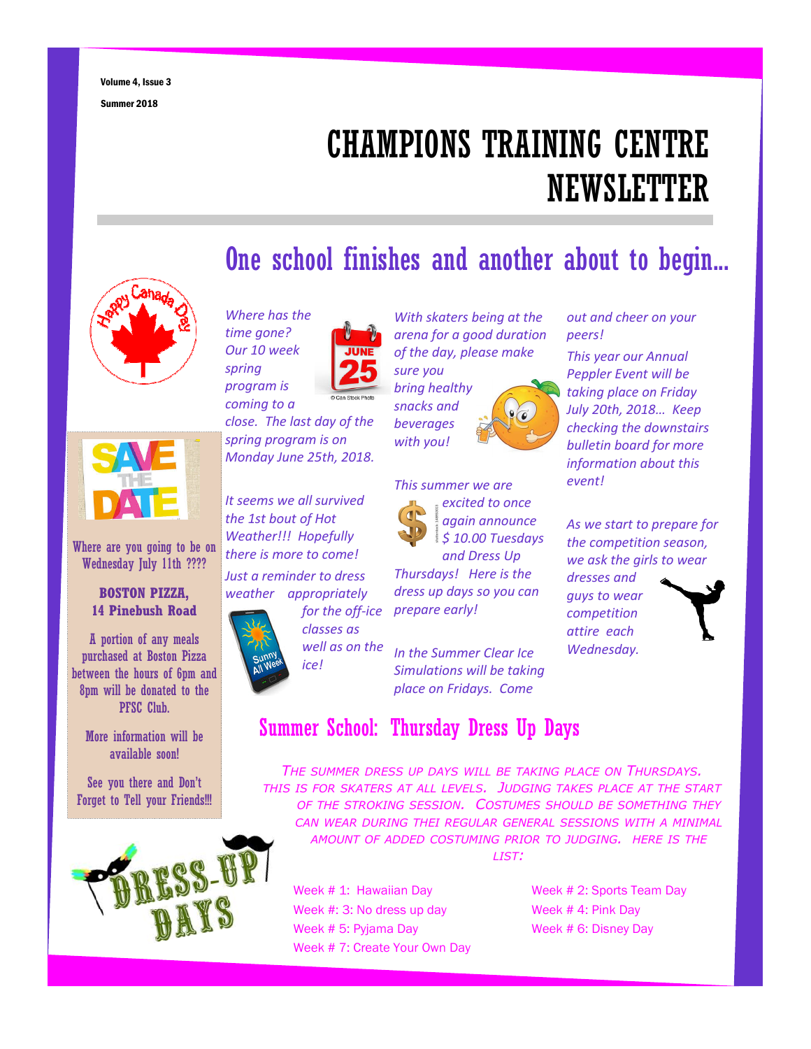Volume 4, Issue 3

Summer 2018

# CHAMPIONS TRAINING CENTRE NEWSLETTER

## One school finishes and another about to begin…

*Where has the time gone? Our 10 week spring program is coming to a close. The last day of the spring program is on Monday June 25th, 2018.*

*It seems we all survived the 1st bout of Hot Weather!!! Hopefully there is more to come!*

*Just a reminder to dress weather appropriately for the off-ice classes as well as on the ice!*

*With skaters being at the arena for a good duration of the day, please make sure you bring healthy snacks and beverages with you!*

*This summer we are excited to once again announce $ 10.00 Tuesdays and Dress Up Thursdays! Here is the dress up days so you can prepare early!*

*In the Summer Clear Ice Simulations will be taking place on Fridays. Come out and cheer on your peers!*

*This year our Annual Peppler Event will be taking place on Friday July 20th, 2018… Keep checking the downstairs bulletin board for more information about this event!*

*As we start to prepare for the competition season, we ask the girls to wear dresses and guys to wear competition attire each Wednesday.*

Where are you going to be on Wednesday July 11th ????

**BOSTON PIZZA, 14 Pinebush Road**

A portion of any meals purchased at Boston Pizza between the hours of 6pm and 8pm will be donated to the PFSC Club.

More information will be available soon!

See you there and Don't Forget to Tell your Friends!!!

## Summer School: Thursday Dress Up Days

*THE SUMMER DRESS UP DAYS WILL BE TAKING PLACE ON THURSDAYS. THIS IS FOR SKATERS AT ALL LEVELS. JUDGING TAKES PLACE AT THE START OF THE STROKING SESSION. COSTUMES SHOULD BE SOMETHING THEY CAN WEAR DURING THEI REGULAR GENERAL SESSIONS WITH A MINIMAL AMOUNT OF ADDED COSTUMING PRIOR TO JUDGING. HERE IS THE LIST:*

- Week # 1: Hawaiian Day
- Week # 2: Sports Team Day
- Week #: 3: No dress up day
- Week # 4: Pink Day
- Week # 5: Pyjama Day
- Week # 6: Disney Day
- Week # 7: Create Your Own Day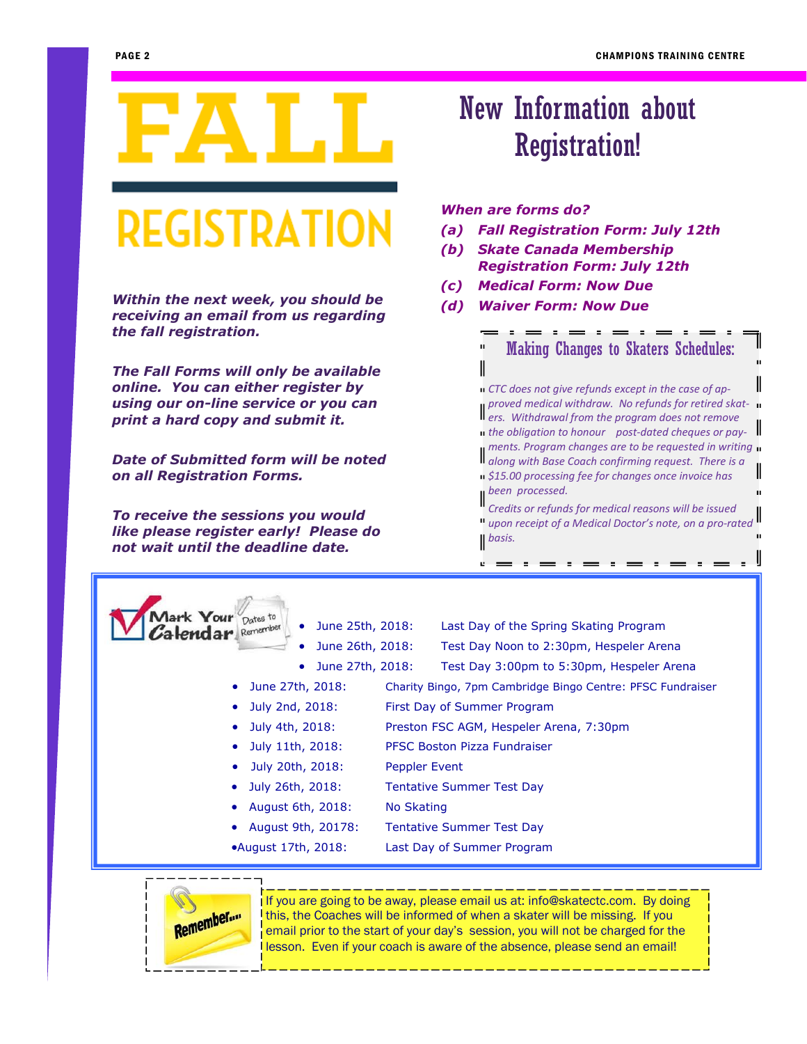# FALL REGISTRATION

***Within the next week, you should be receiving an email from us regarding the fall registration.***

***The Fall Forms will only be available online. You can either register by using our on-line service or you can print a hard copy and submit it.***

***Date of Submitted form will be noted on all Registration Forms.***

***To receive the sessions you would like please register early! Please do not wait until the deadline date.***

# New Information about Registration!

***When are forms do?***

***(a) Fall Registration Form: July 12th***

***(b) Skate Canada Membership Registration Form: July 12th***

***(c) Medical Form: Now Due***

***(d) Waiver Form: Now Due***

## Making Changes to Skaters Schedules:

*CTC does not give refunds except in the case of approved medical withdrawal. No refunds for retired skaters. Withdrawal from the program does not remove the obligation to honour post-dated cheques or payments. Program changes are to be requested in writing along with Base Coach confirming request. There is a $15.00 processing fee for changes once invoice has been processed.*

*Credits or refunds for medical reasons will be issued upon receipt of a Medical Doctor's note, on a pro-rated basis.*

## Mark Your Calendar — Dates to Remember

- June 25th, 2018: Last Day of the Spring Skating Program
- June 26th, 2018: Test Day Noon to 2:30pm, Hespeler Arena
- June 27th, 2018: Test Day 3:00pm to 5:30pm, Hespeler Arena
- June 27th, 2018: Charity Bingo, 7pm Cambridge Bingo Centre: PFSC Fundraiser
- July 2nd, 2018: First Day of Summer Program
- July 4th, 2018: Preston FSC AGM, Hespeler Arena, 7:30pm
- July 11th, 2018: PFSC Boston Pizza Fundraiser
- July 20th, 2018: Peppler Event
- July 26th, 2018: Tentative Summer Test Day
- August 6th, 2018: No Skating
- August 9th, 20178: Tentative Summer Test Day
- August 17th, 2018: Last Day of Summer Program

**Remember....**

If you are going to be away, please email us at: info@skatectc.com. By doing this, the Coaches will be informed of when a skater will be missing. If you email prior to the start of your day's session, you will not be charged for the lesson. Even if your coach is aware of the absence, please send an email!